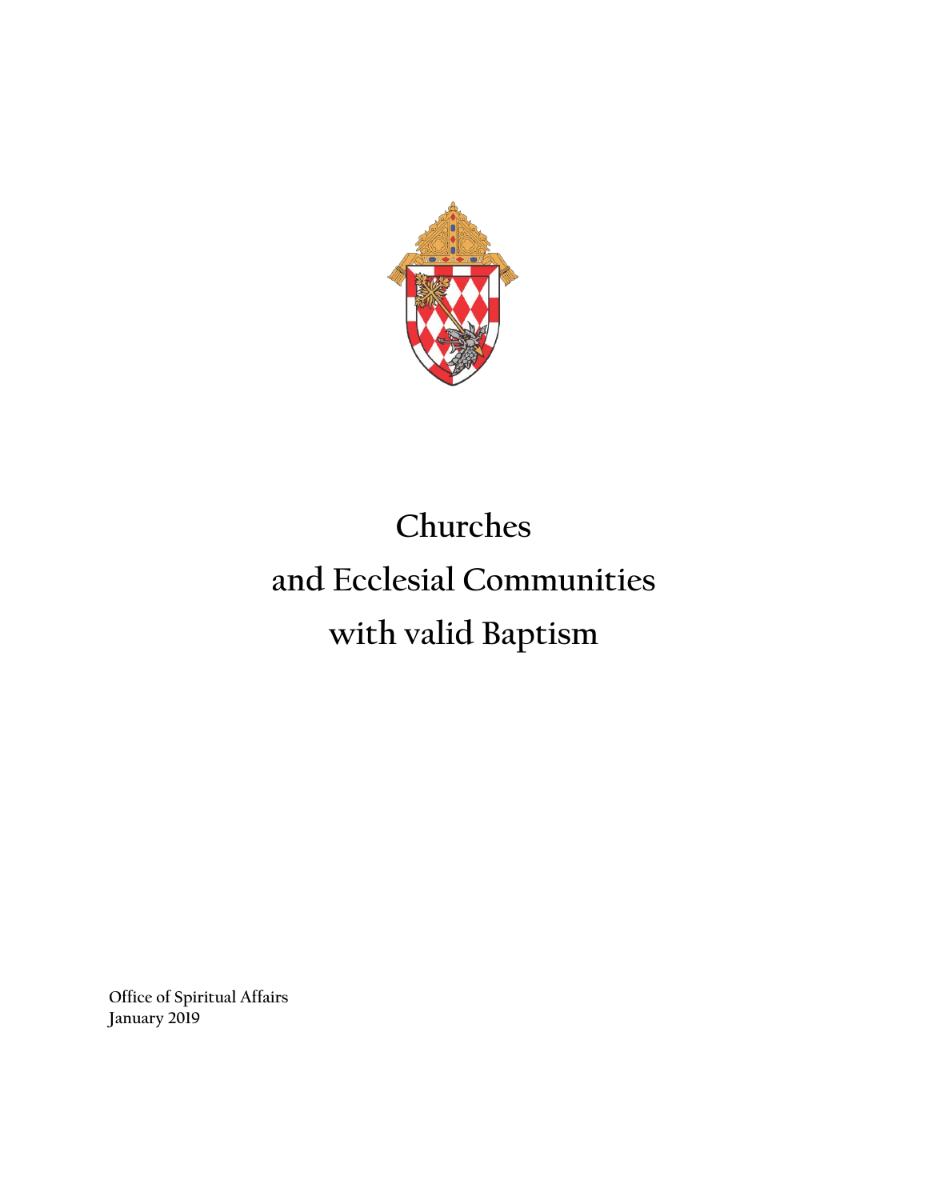# Churches and Ecclesial Communities with valid Baptism

**Office of Spiritual Affairs**
**January 2019**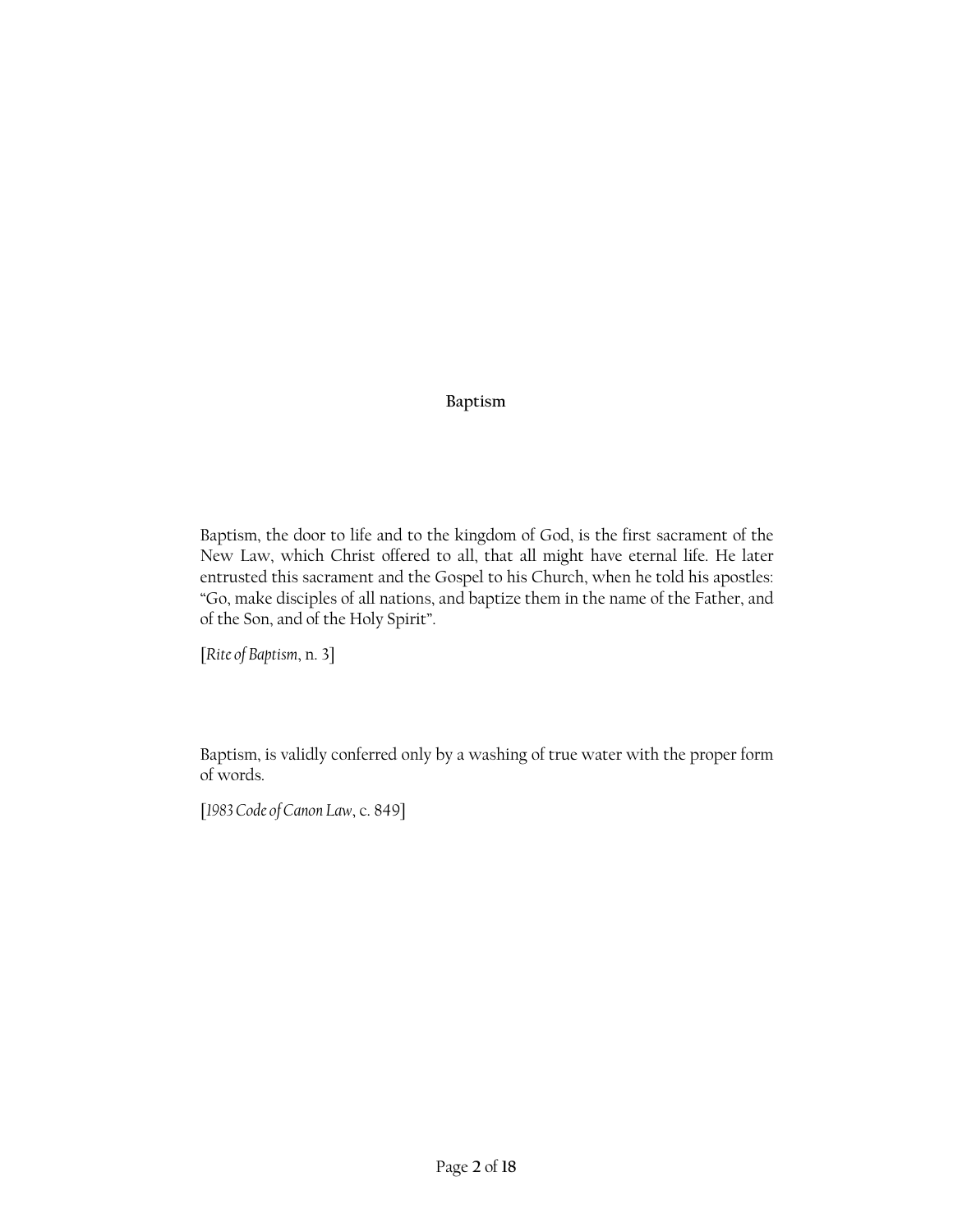## Baptism

Baptism, the door to life and to the kingdom of God, is the first sacrament of the New Law, which Christ offered to all, that all might have eternal life. He later entrusted this sacrament and the Gospel to his Church, when he told his apostles: "Go, make disciples of all nations, and baptize them in the name of the Father, and of the Son, and of the Holy Spirit".

[*Rite of Baptism*, n. 3]

Baptism, is validly conferred only by a washing of true water with the proper form of words.

[*1983 Code of Canon Law*, c. 849]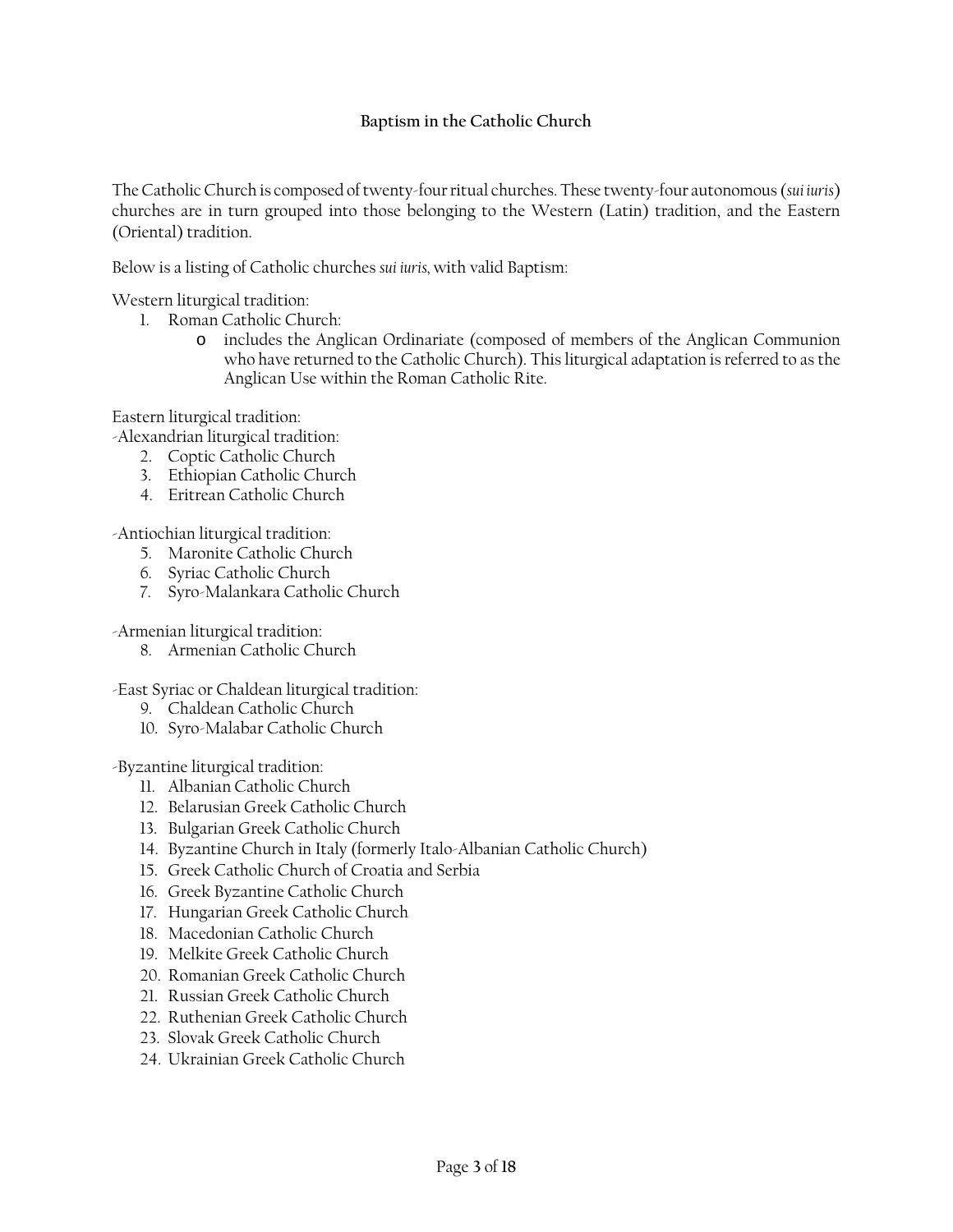### Baptism in the Catholic Church

The Catholic Church is composed of twenty-four ritual churches. These twenty-four autonomous (*sui iuris*) churches are in turn grouped into those belonging to the Western (Latin) tradition, and the Eastern (Oriental) tradition.

Below is a listing of Catholic churches *sui iuris*, with valid Baptism:

Western liturgical tradition:

1. Roman Catholic Church:
    - includes the Anglican Ordinariate (composed of members of the Anglican Communion who have returned to the Catholic Church). This liturgical adaptation is referred to as the Anglican Use within the Roman Catholic Rite.

Eastern liturgical tradition:

-Alexandrian liturgical tradition:

2. Coptic Catholic Church
3. Ethiopian Catholic Church
4. Eritrean Catholic Church

-Antiochian liturgical tradition:

5. Maronite Catholic Church
6. Syriac Catholic Church
7. Syro-Malankara Catholic Church

-Armenian liturgical tradition:

8. Armenian Catholic Church

-East Syriac or Chaldean liturgical tradition:

9. Chaldean Catholic Church
10. Syro-Malabar Catholic Church

-Byzantine liturgical tradition:

11. Albanian Catholic Church
12. Belarusian Greek Catholic Church
13. Bulgarian Greek Catholic Church
14. Byzantine Church in Italy (formerly Italo-Albanian Catholic Church)
15. Greek Catholic Church of Croatia and Serbia
16. Greek Byzantine Catholic Church
17. Hungarian Greek Catholic Church
18. Macedonian Catholic Church
19. Melkite Greek Catholic Church
20. Romanian Greek Catholic Church
21. Russian Greek Catholic Church
22. Ruthenian Greek Catholic Church
23. Slovak Greek Catholic Church
24. Ukrainian Greek Catholic Church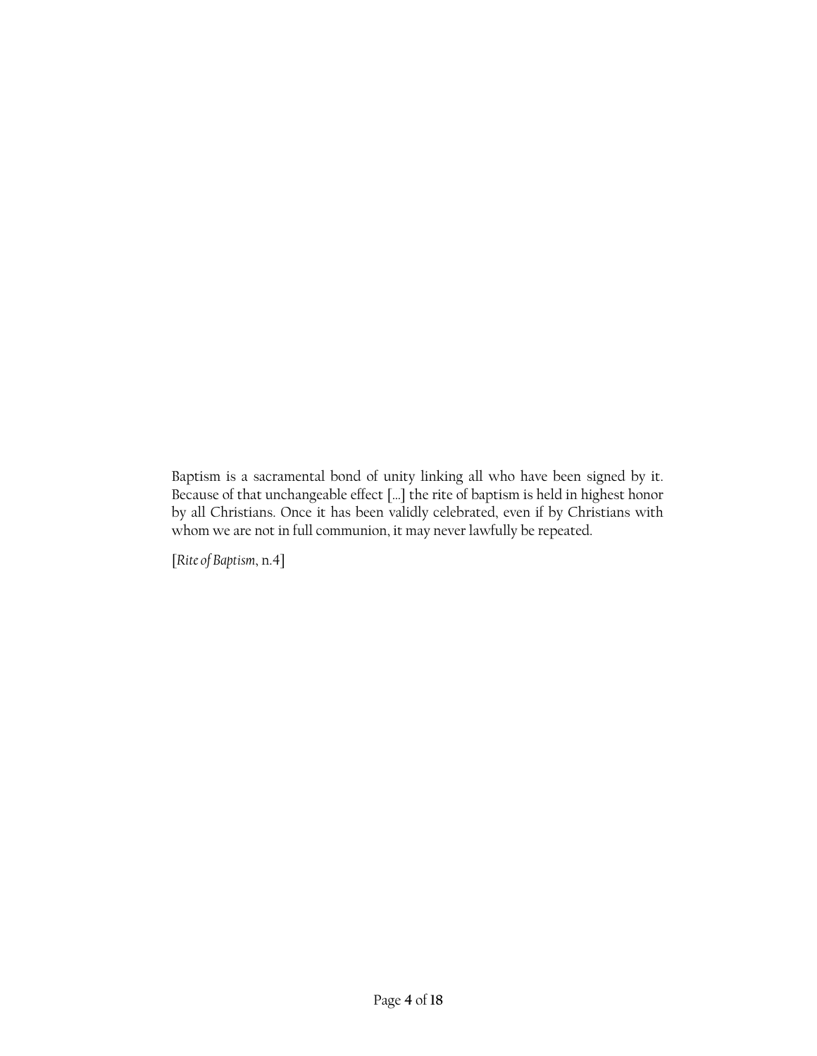Baptism is a sacramental bond of unity linking all who have been signed by it. Because of that unchangeable effect [...] the rite of baptism is held in highest honor by all Christians. Once it has been validly celebrated, even if by Christians with whom we are not in full communion, it may never lawfully be repeated.

[*Rite of Baptism*, n.4]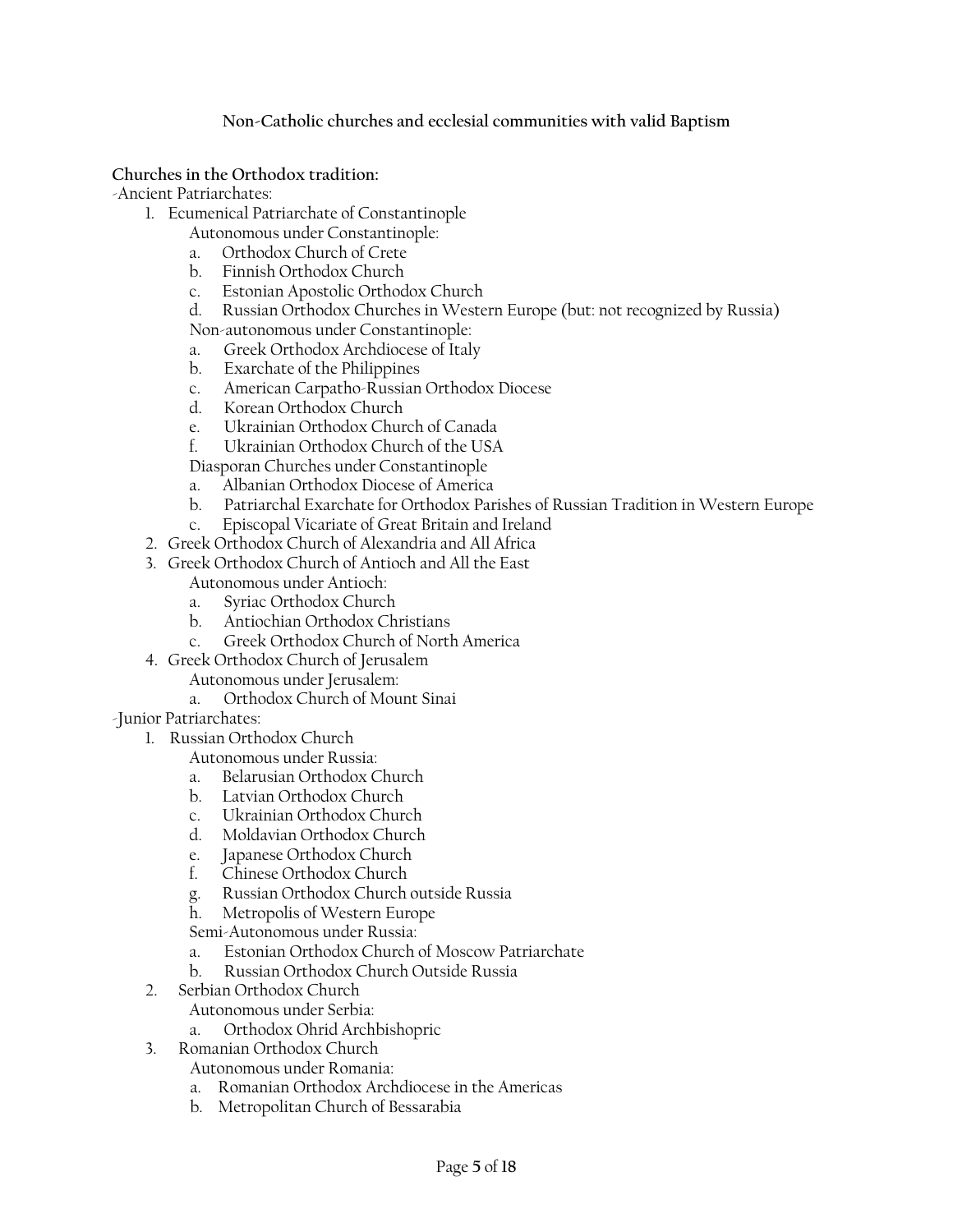**Non-Catholic churches and ecclesial communities with valid Baptism**

**Churches in the Orthodox tradition:**

-Ancient Patriarchates:

1. Ecumenical Patriarchate of Constantinople
   Autonomous under Constantinople:
   a. Orthodox Church of Crete
   b. Finnish Orthodox Church
   c. Estonian Apostolic Orthodox Church
   d. Russian Orthodox Churches in Western Europe (but: not recognized by Russia)
   Non-autonomous under Constantinople:
   a. Greek Orthodox Archdiocese of Italy
   b. Exarchate of the Philippines
   c. American Carpatho-Russian Orthodox Diocese
   d. Korean Orthodox Church
   e. Ukrainian Orthodox Church of Canada
   f. Ukrainian Orthodox Church of the USA
   Diasporan Churches under Constantinople
   a. Albanian Orthodox Diocese of America
   b. Patriarchal Exarchate for Orthodox Parishes of Russian Tradition in Western Europe
   c. Episcopal Vicariate of Great Britain and Ireland
2. Greek Orthodox Church of Alexandria and All Africa
3. Greek Orthodox Church of Antioch and All the East
   Autonomous under Antioch:
   a. Syriac Orthodox Church
   b. Antiochian Orthodox Christians
   c. Greek Orthodox Church of North America
4. Greek Orthodox Church of Jerusalem
   Autonomous under Jerusalem:
   a. Orthodox Church of Mount Sinai

-Junior Patriarchates:

1. Russian Orthodox Church
   Autonomous under Russia:
   a. Belarusian Orthodox Church
   b. Latvian Orthodox Church
   c. Ukrainian Orthodox Church
   d. Moldavian Orthodox Church
   e. Japanese Orthodox Church
   f. Chinese Orthodox Church
   g. Russian Orthodox Church outside Russia
   h. Metropolis of Western Europe
   Semi-Autonomous under Russia:
   a. Estonian Orthodox Church of Moscow Patriarchate
   b. Russian Orthodox Church Outside Russia
2. Serbian Orthodox Church
   Autonomous under Serbia:
   a. Orthodox Ohrid Archbishopric
3. Romanian Orthodox Church
   Autonomous under Romania:
   a. Romanian Orthodox Archdiocese in the Americas
   b. Metropolitan Church of Bessarabia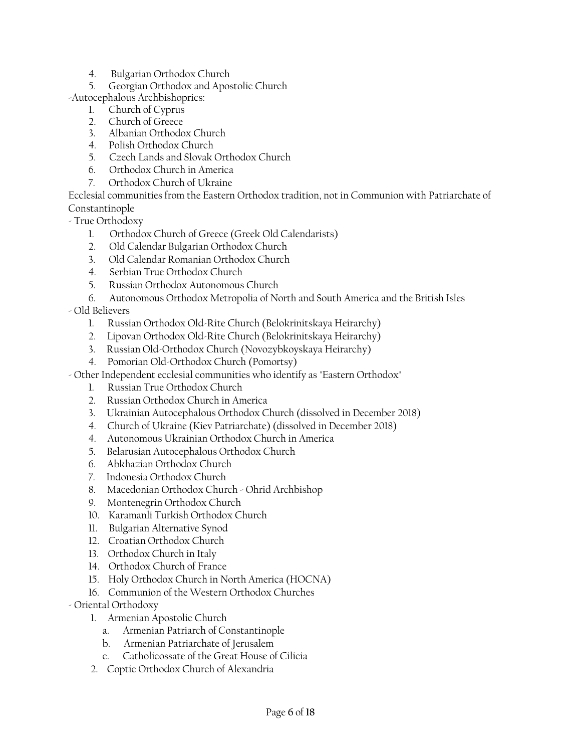4. Bulgarian Orthodox Church
5. Georgian Orthodox and Apostolic Church

-Autocephalous Archbishoprics:

1. Church of Cyprus
2. Church of Greece
3. Albanian Orthodox Church
4. Polish Orthodox Church
5. Czech Lands and Slovak Orthodox Church
6. Orthodox Church in America
7. Orthodox Church of Ukraine

Ecclesial communities from the Eastern Orthodox tradition, not in Communion with Patriarchate of Constantinople

- True Orthodoxy
    1. Orthodox Church of Greece (Greek Old Calendarists)
    2. Old Calendar Bulgarian Orthodox Church
    3. Old Calendar Romanian Orthodox Church
    4. Serbian True Orthodox Church
    5. Russian Orthodox Autonomous Church
    6. Autonomous Orthodox Metropolia of North and South America and the British Isles
- Old Believers
    1. Russian Orthodox Old-Rite Church (Belokrinitskaya Heirarchy)
    2. Lipovan Orthodox Old-Rite Church (Belokrinitskaya Heirarchy)
    3. Russian Old-Orthodox Church (Novozybkoyskaya Heirarchy)
    4. Pomorian Old-Orthodox Church (Pomortsy)
- Other Independent ecclesial communities who identify as "Eastern Orthodox"
    1. Russian True Orthodox Church
    2. Russian Orthodox Church in America
    3. Ukrainian Autocephalous Orthodox Church (dissolved in December 2018)
    4. Church of Ukraine (Kiev Patriarchate) (dissolved in December 2018)
    4. Autonomous Ukrainian Orthodox Church in America
    5. Belarusian Autocephalous Orthodox Church
    6. Abkhazian Orthodox Church
    7. Indonesia Orthodox Church
    8. Macedonian Orthodox Church - Ohrid Archbishop
    9. Montenegrin Orthodox Church
    10. Karamanli Turkish Orthodox Church
    11. Bulgarian Alternative Synod
    12. Croatian Orthodox Church
    13. Orthodox Church in Italy
    14. Orthodox Church of France
    15. Holy Orthodox Church in North America (HOCNA)
    16. Communion of the Western Orthodox Churches
- Oriental Orthodoxy
    1. Armenian Apostolic Church
        a. Armenian Patriarch of Constantinople
        b. Armenian Patriarchate of Jerusalem
        c. Catholicossate of the Great House of Cilicia
    2. Coptic Orthodox Church of Alexandria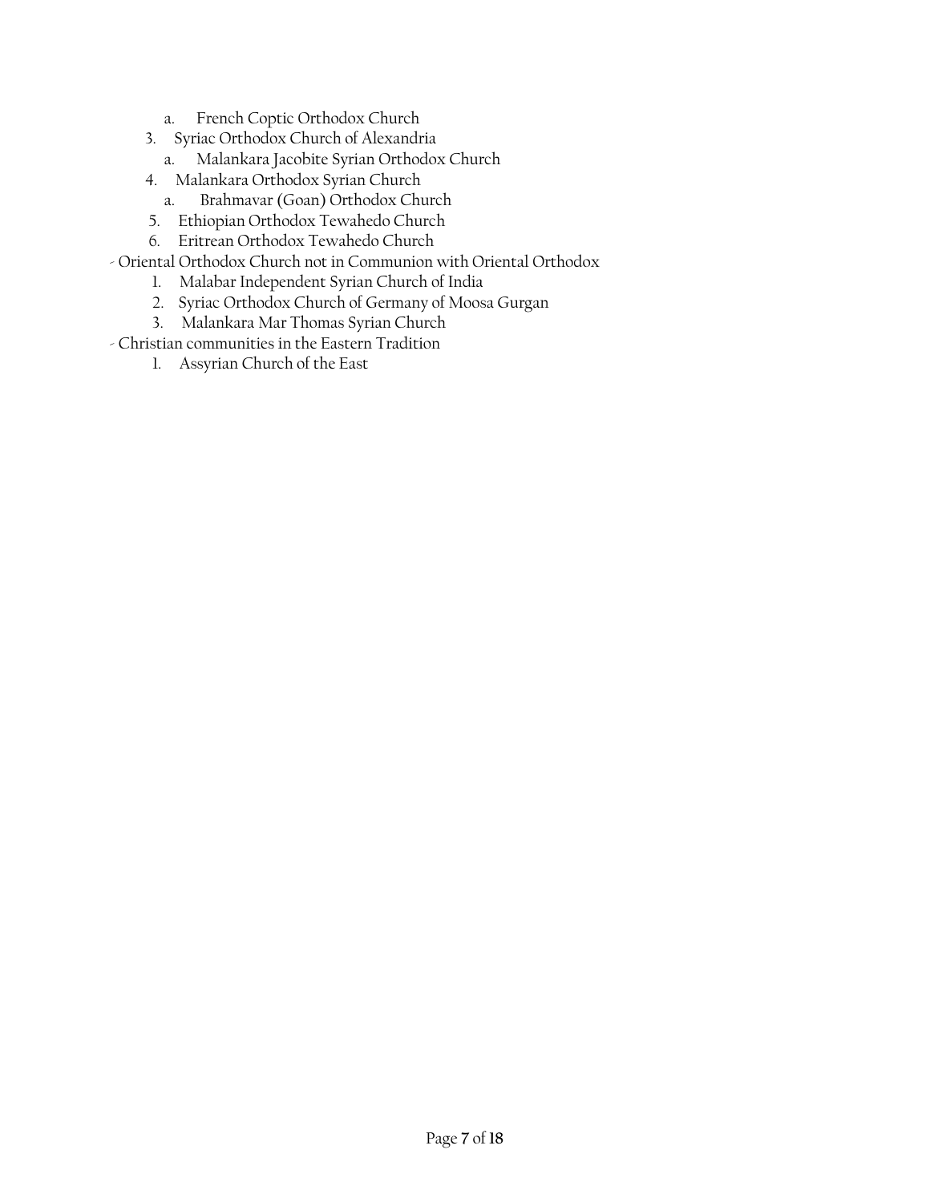a. French Coptic Orthodox Church
3. Syriac Orthodox Church of Alexandria
   a. Malankara Jacobite Syrian Orthodox Church
4. Malankara Orthodox Syrian Church
   a. Brahmavar (Goan) Orthodox Church
5. Ethiopian Orthodox Tewahedo Church
6. Eritrean Orthodox Tewahedo Church

- Oriental Orthodox Church not in Communion with Oriental Orthodox
  1. Malabar Independent Syrian Church of India
  2. Syriac Orthodox Church of Germany of Moosa Gurgan
  3. Malankara Mar Thomas Syrian Church
- Christian communities in the Eastern Tradition
  1. Assyrian Church of the East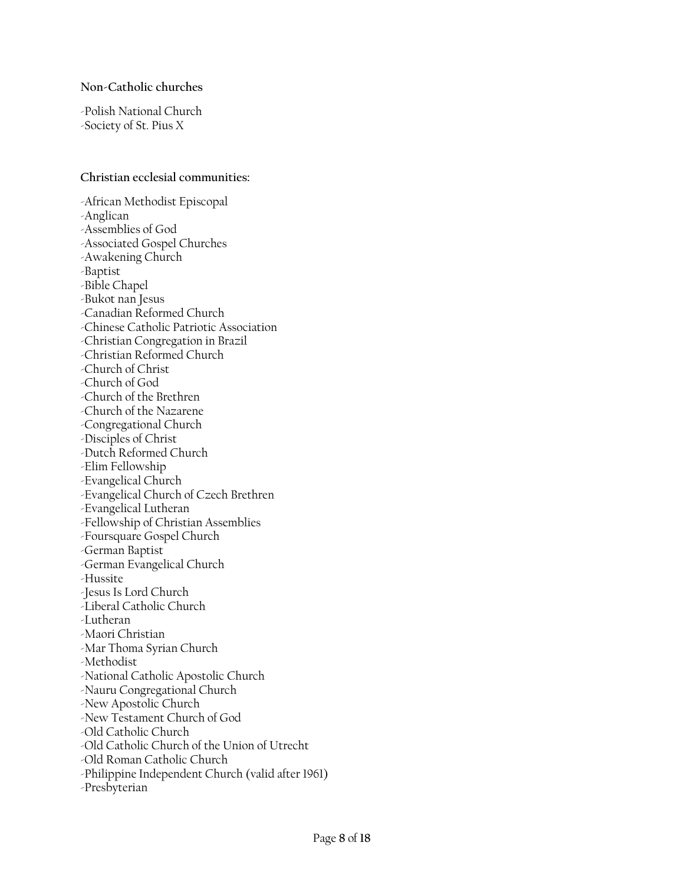**Non-Catholic churches**

-Polish National Church
-Society of St. Pius X

**Christian ecclesial communities:**

-African Methodist Episcopal
-Anglican
-Assemblies of God
-Associated Gospel Churches
-Awakening Church
-Baptist
-Bible Chapel
-Bukot nan Jesus
-Canadian Reformed Church
-Chinese Catholic Patriotic Association
-Christian Congregation in Brazil
-Christian Reformed Church
-Church of Christ
-Church of God
-Church of the Brethren
-Church of the Nazarene
-Congregational Church
-Disciples of Christ
-Dutch Reformed Church
-Elim Fellowship
-Evangelical Church
-Evangelical Church of Czech Brethren
-Evangelical Lutheran
-Fellowship of Christian Assemblies
-Foursquare Gospel Church
-German Baptist
-German Evangelical Church
-Hussite
-Jesus Is Lord Church
-Liberal Catholic Church
-Lutheran
-Maori Christian
-Mar Thoma Syrian Church
-Methodist
-National Catholic Apostolic Church
-Nauru Congregational Church
-New Apostolic Church
-New Testament Church of God
-Old Catholic Church
-Old Catholic Church of the Union of Utrecht
-Old Roman Catholic Church
-Philippine Independent Church (valid after 1961)
-Presbyterian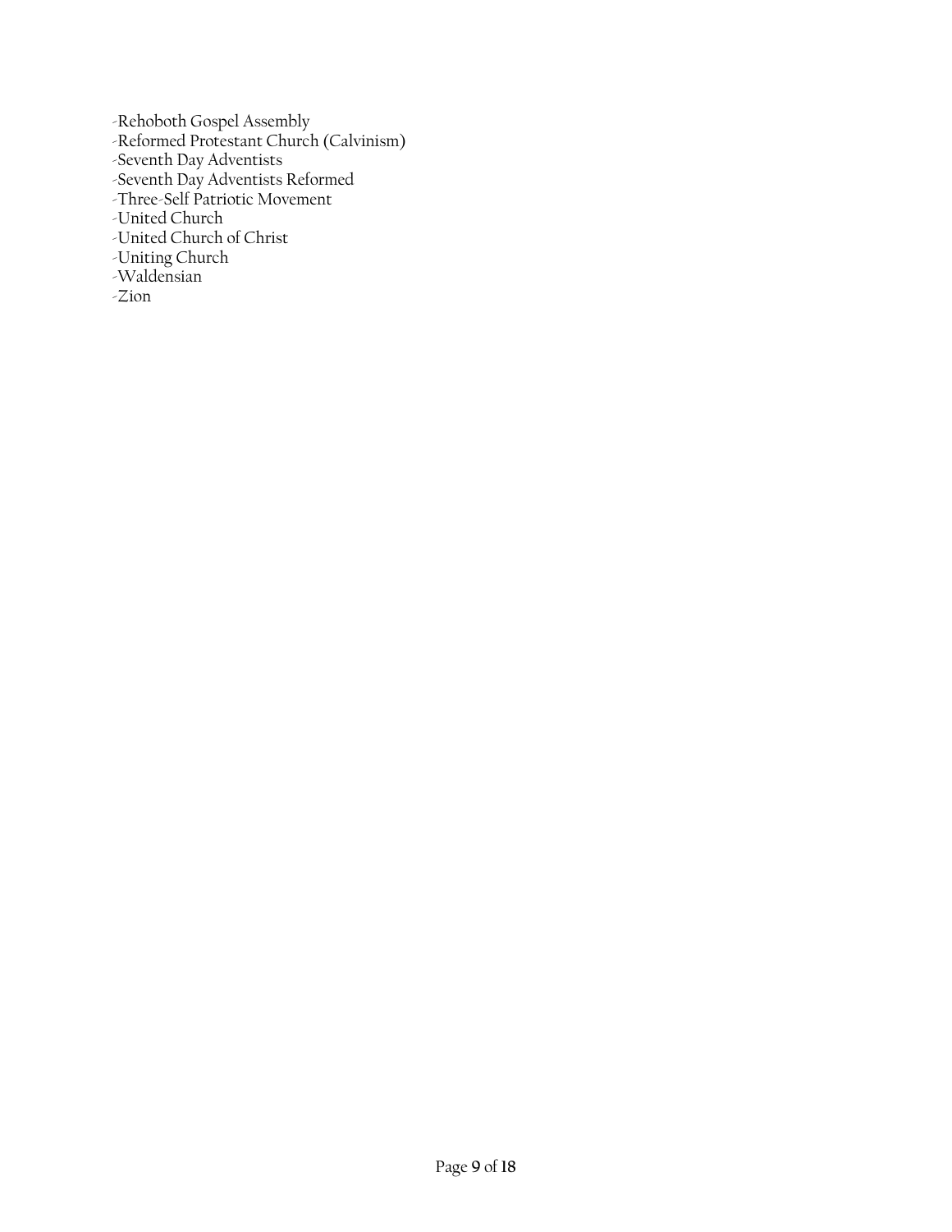-Rehoboth Gospel Assembly
-Reformed Protestant Church (Calvinism)
-Seventh Day Adventists
-Seventh Day Adventists Reformed
-Three-Self Patriotic Movement
-United Church
-United Church of Christ
-Uniting Church
-Waldensian
-Zion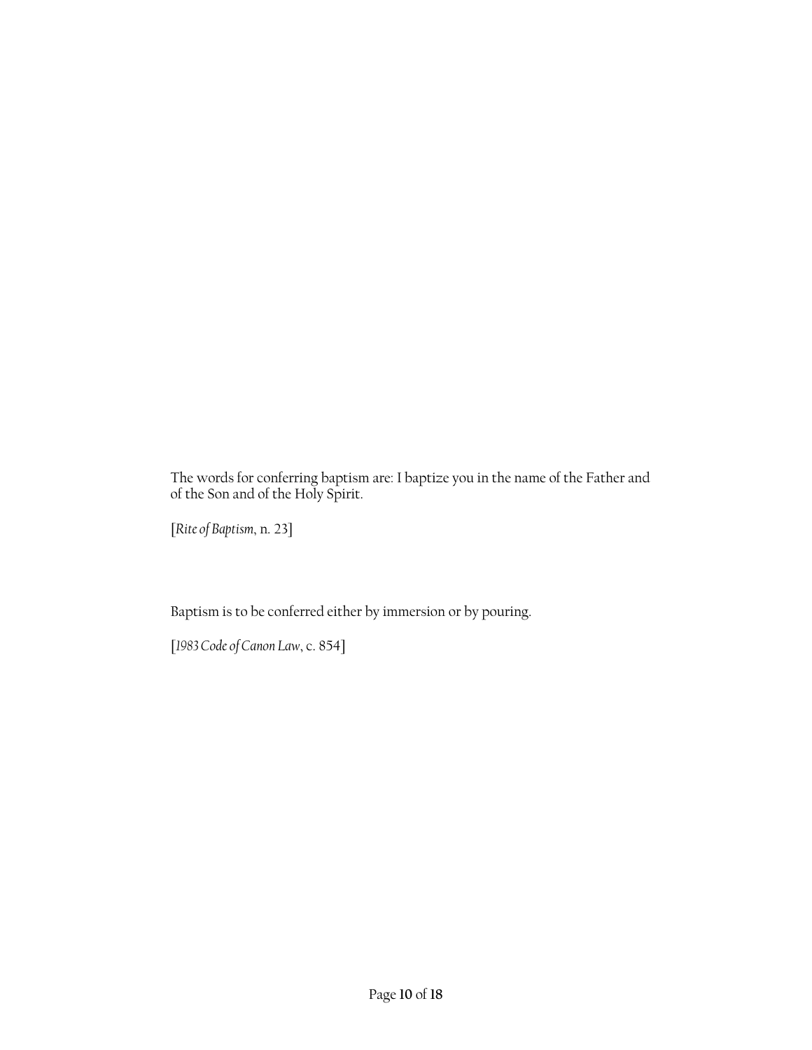The words for conferring baptism are: I baptize you in the name of the Father and of the Son and of the Holy Spirit.

[*Rite of Baptism*, n. 23]

Baptism is to be conferred either by immersion or by pouring.

[*1983 Code of Canon Law*, c. 854]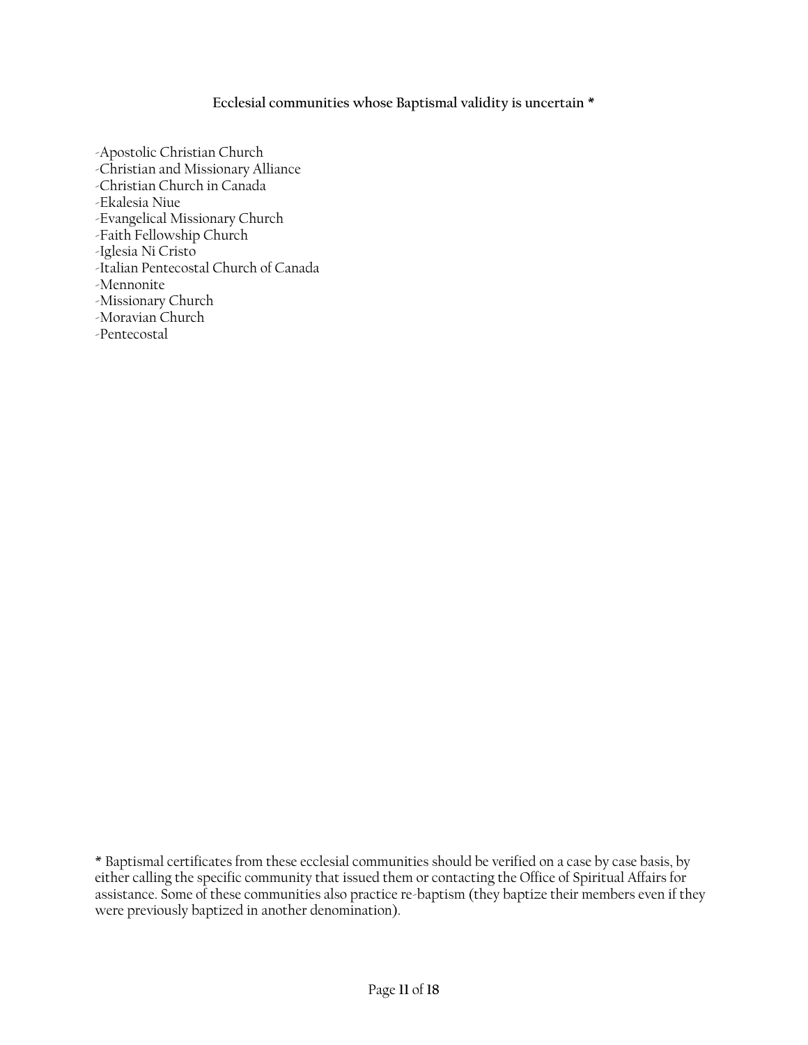**Ecclesial communities whose Baptismal validity is uncertain \***

-Apostolic Christian Church
-Christian and Missionary Alliance
-Christian Church in Canada
-Ekalesia Niue
-Evangelical Missionary Church
-Faith Fellowship Church
-Iglesia Ni Cristo
-Italian Pentecostal Church of Canada
-Mennonite
-Missionary Church
-Moravian Church
-Pentecostal

\* Baptismal certificates from these ecclesial communities should be verified on a case by case basis, by either calling the specific community that issued them or contacting the Office of Spiritual Affairs for assistance. Some of these communities also practice re-baptism (they baptize their members even if they were previously baptized in another denomination).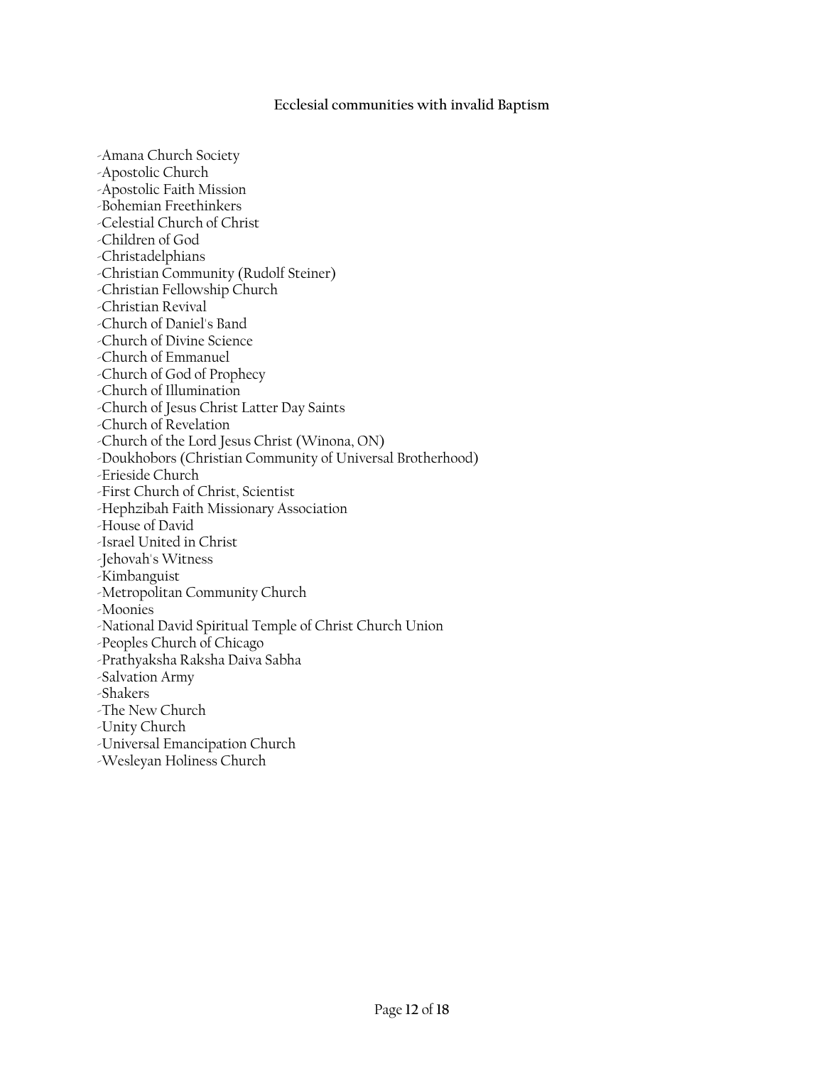**Ecclesial communities with invalid Baptism**

-Amana Church Society
-Apostolic Church
-Apostolic Faith Mission
-Bohemian Freethinkers
-Celestial Church of Christ
-Children of God
-Christadelphians
-Christian Community (Rudolf Steiner)
-Christian Fellowship Church
-Christian Revival
-Church of Daniel's Band
-Church of Divine Science
-Church of Emmanuel
-Church of God of Prophecy
-Church of Illumination
-Church of Jesus Christ Latter Day Saints
-Church of Revelation
-Church of the Lord Jesus Christ (Winona, ON)
-Doukhobors (Christian Community of Universal Brotherhood)
-Erieside Church
-First Church of Christ, Scientist
-Hephzibah Faith Missionary Association
-House of David
-Israel United in Christ
-Jehovah's Witness
-Kimbanguist
-Metropolitan Community Church
-Moonies
-National David Spiritual Temple of Christ Church Union
-Peoples Church of Chicago
-Prathyaksha Raksha Daiva Sabha
-Salvation Army
-Shakers
-The New Church
-Unity Church
-Universal Emancipation Church
-Wesleyan Holiness Church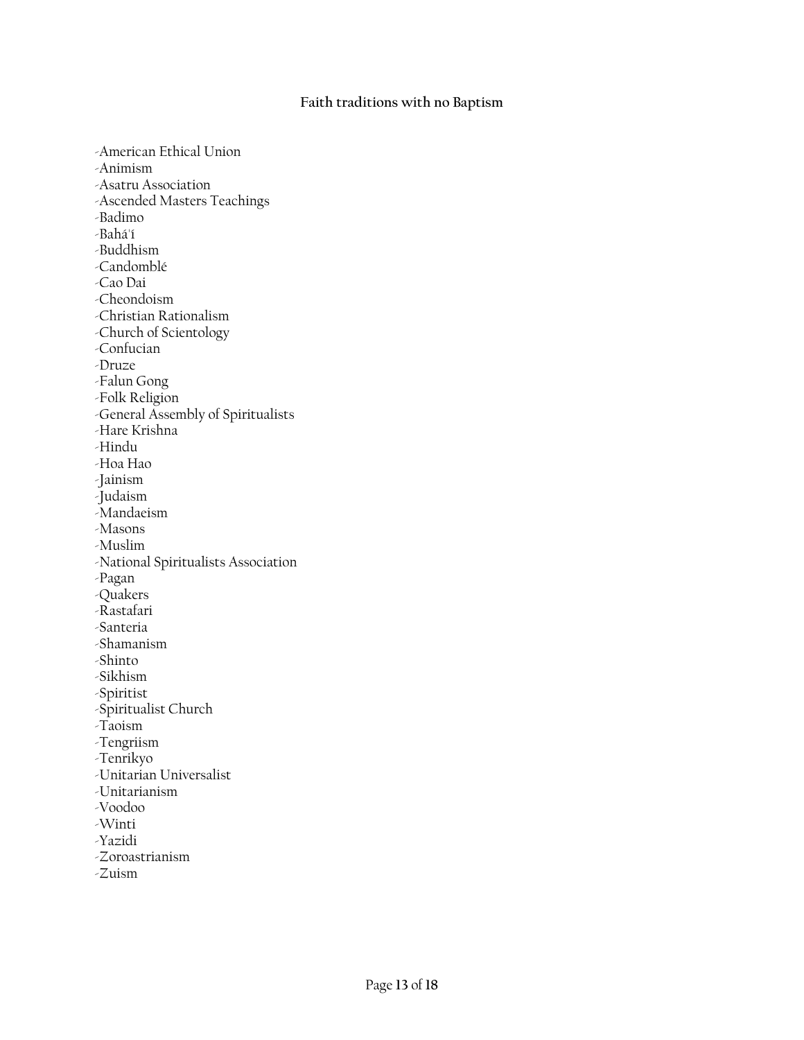**Faith traditions with no Baptism**

-American Ethical Union
-Animism
-Asatru Association
-Ascended Masters Teachings
-Badimo
-Bahá'í
-Buddhism
-Candomblé
-Cao Dai
-Cheondoism
-Christian Rationalism
-Church of Scientology
-Confucian
-Druze
-Falun Gong
-Folk Religion
-General Assembly of Spiritualists
-Hare Krishna
-Hindu
-Hoa Hao
-Jainism
-Judaism
-Mandaeism
-Masons
-Muslim
-National Spiritualists Association
-Pagan
-Quakers
-Rastafari
-Santeria
-Shamanism
-Shinto
-Sikhism
-Spiritist
-Spiritualist Church
-Taoism
-Tengriism
-Tenrikyo
-Unitarian Universalist
-Unitarianism
-Voodoo
-Winti
-Yazidi
-Zoroastrianism
-Zuism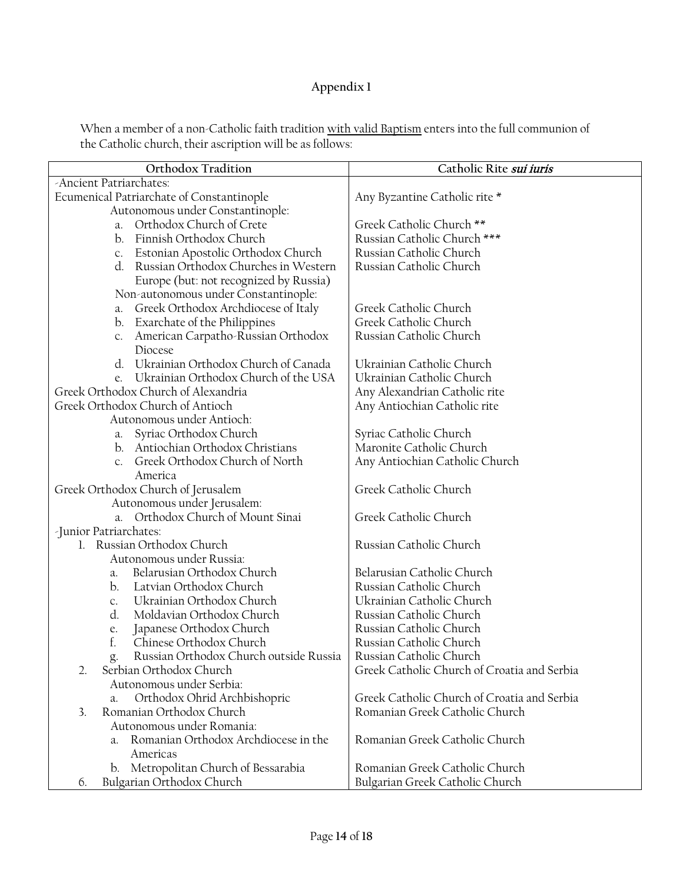## Appendix 1

When a member of a non-Catholic faith tradition <u>with valid Baptism</u> enters into the full communion of the Catholic church, their ascription will be as follows:

| Orthodox Tradition | Catholic Rite *sui iuris* |
|---|---|
| -Ancient Patriarchates: | |
| Ecumenical Patriarchate of Constantinople | Any Byzantine Catholic rite * |
| Autonomous under Constantinople: | |
| a. Orthodox Church of Crete | Greek Catholic Church ** |
| b. Finnish Orthodox Church | Russian Catholic Church *** |
| c. Estonian Apostolic Orthodox Church | Russian Catholic Church |
| d. Russian Orthodox Churches in Western Europe (but: not recognized by Russia) | Russian Catholic Church |
| Non-autonomous under Constantinople: | |
| a. Greek Orthodox Archdiocese of Italy | Greek Catholic Church |
| b. Exarchate of the Philippines | Greek Catholic Church |
| c. American Carpatho-Russian Orthodox Diocese | Russian Catholic Church |
| d. Ukrainian Orthodox Church of Canada | Ukrainian Catholic Church |
| e. Ukrainian Orthodox Church of the USA | Ukrainian Catholic Church |
| Greek Orthodox Church of Alexandria | Any Alexandrian Catholic rite |
| Greek Orthodox Church of Antioch | Any Antiochian Catholic rite |
| Autonomous under Antioch: | |
| a. Syriac Orthodox Church | Syriac Catholic Church |
| b. Antiochian Orthodox Christians | Maronite Catholic Church |
| c. Greek Orthodox Church of North America | Any Antiochian Catholic Church |
| Greek Orthodox Church of Jerusalem | Greek Catholic Church |
| Autonomous under Jerusalem: | |
| a. Orthodox Church of Mount Sinai | Greek Catholic Church |
| -Junior Patriarchates: | |
| 1. Russian Orthodox Church | Russian Catholic Church |
| Autonomous under Russia: | |
| a. Belarusian Orthodox Church | Belarusian Catholic Church |
| b. Latvian Orthodox Church | Russian Catholic Church |
| c. Ukrainian Orthodox Church | Ukrainian Catholic Church |
| d. Moldavian Orthodox Church | Russian Catholic Church |
| e. Japanese Orthodox Church | Russian Catholic Church |
| f. Chinese Orthodox Church | Russian Catholic Church |
| g. Russian Orthodox Church outside Russia | Russian Catholic Church |
| 2. Serbian Orthodox Church | Greek Catholic Church of Croatia and Serbia |
| Autonomous under Serbia: | |
| a. Orthodox Ohrid Archbishopric | Greek Catholic Church of Croatia and Serbia |
| 3. Romanian Orthodox Church | Romanian Greek Catholic Church |
| Autonomous under Romania: | |
| a. Romanian Orthodox Archdiocese in the Americas | Romanian Greek Catholic Church |
| b. Metropolitan Church of Bessarabia | Romanian Greek Catholic Church |
| 6. Bulgarian Orthodox Church | Bulgarian Greek Catholic Church |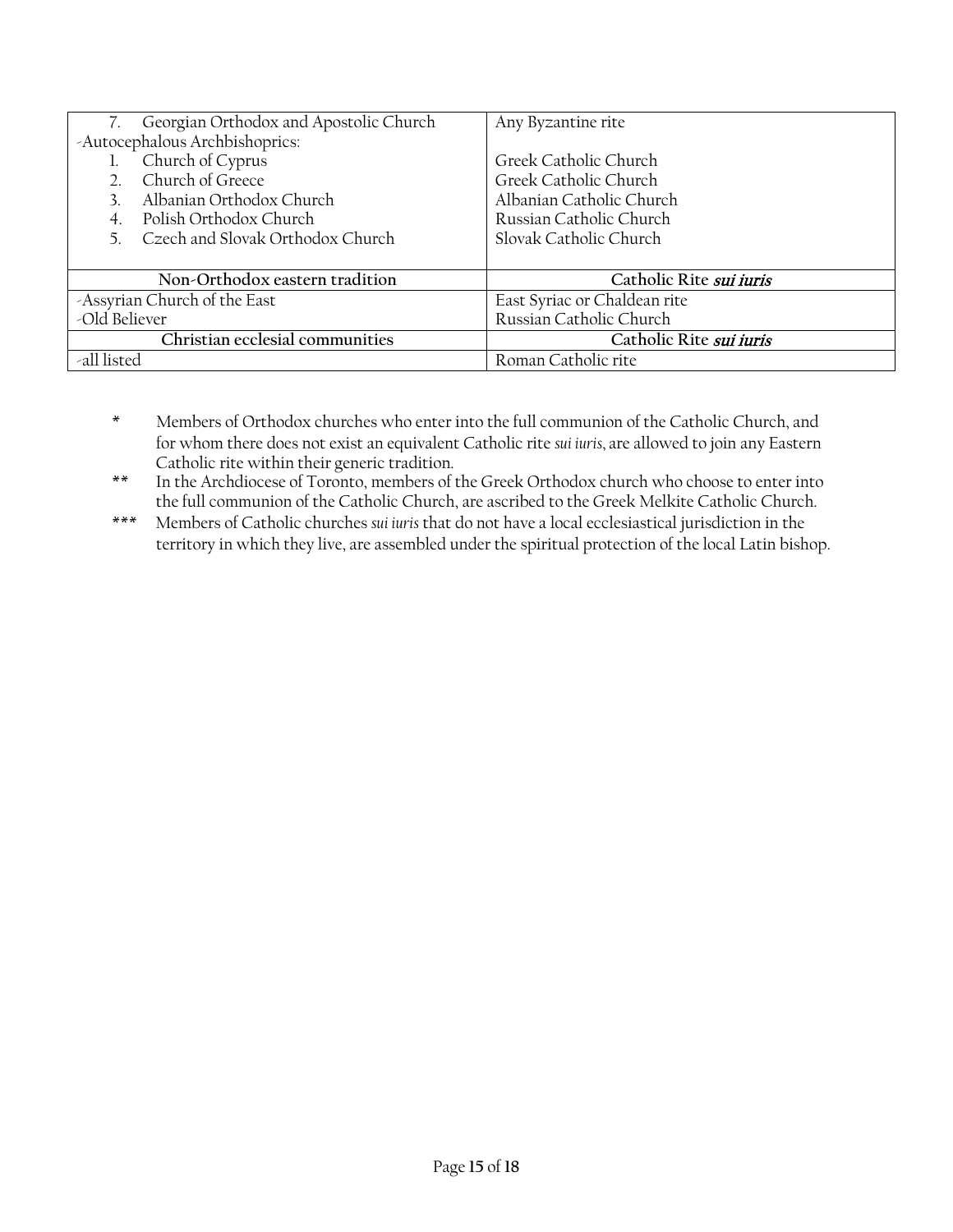| | |
|---|---|
| 7. Georgian Orthodox and Apostolic Church | Any Byzantine rite |
| -Autocephalous Archbishoprics: | |
| 1. Church of Cyprus | Greek Catholic Church |
| 2. Church of Greece | Greek Catholic Church |
| 3. Albanian Orthodox Church | Albanian Catholic Church |
| 4. Polish Orthodox Church | Russian Catholic Church |
| 5. Czech and Slovak Orthodox Church | Slovak Catholic Church |
| **Non-Orthodox eastern tradition** | **Catholic Rite *sui iuris*** |
| -Assyrian Church of the East | East Syriac or Chaldean rite |
| -Old Believer | Russian Catholic Church |
| **Christian ecclesial communities** | **Catholic Rite *sui iuris*** |
| -all listed | Roman Catholic rite |

\* Members of Orthodox churches who enter into the full communion of the Catholic Church, and for whom there does not exist an equivalent Catholic rite *sui iuris*, are allowed to join any Eastern Catholic rite within their generic tradition.

\*\* In the Archdiocese of Toronto, members of the Greek Orthodox church who choose to enter into the full communion of the Catholic Church, are ascribed to the Greek Melkite Catholic Church.

\*\*\* Members of Catholic churches *sui iuris* that do not have a local ecclesiastical jurisdiction in the territory in which they live, are assembled under the spiritual protection of the local Latin bishop.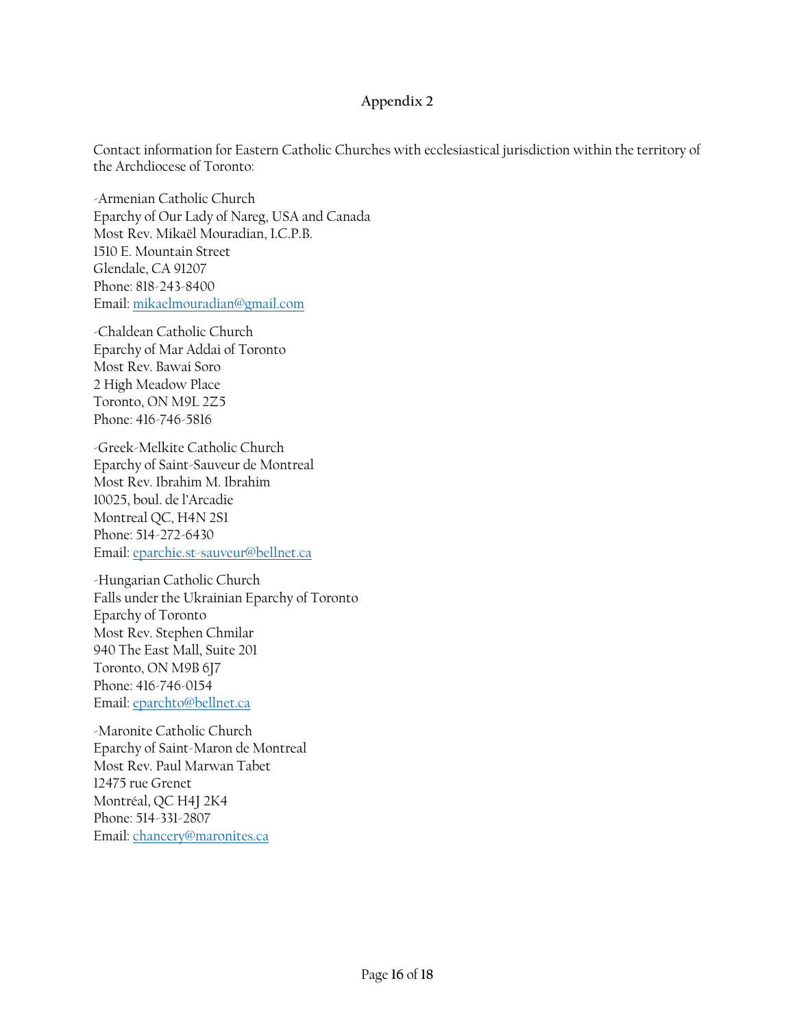## Appendix 2

Contact information for Eastern Catholic Churches with ecclesiastical jurisdiction within the territory of the Archdiocese of Toronto:

-Armenian Catholic Church
Eparchy of Our Lady of Nareg, USA and Canada
Most Rev. Mikaël Mouradian, I.C.P.B.
1510 E. Mountain Street
Glendale, CA 91207
Phone: 818-243-8400
Email: mikaelmouradian@gmail.com

-Chaldean Catholic Church
Eparchy of Mar Addai of Toronto
Most Rev. Bawai Soro
2 High Meadow Place
Toronto, ON M9L 2Z5
Phone: 416-746-5816

-Greek-Melkite Catholic Church
Eparchy of Saint-Sauveur de Montreal
Most Rev. Ibrahim M. Ibrahim
10025, boul. de l'Arcadie
Montreal QC, H4N 2S1
Phone: 514-272-6430
Email: eparchie.st-sauveur@bellnet.ca

-Hungarian Catholic Church
Falls under the Ukrainian Eparchy of Toronto
Eparchy of Toronto
Most Rev. Stephen Chmilar
940 The East Mall, Suite 201
Toronto, ON M9B 6J7
Phone: 416-746-0154
Email: eparchto@bellnet.ca

-Maronite Catholic Church
Eparchy of Saint-Maron de Montreal
Most Rev. Paul Marwan Tabet
12475 rue Grenet
Montréal, QC H4J 2K4
Phone: 514-331-2807
Email: chancery@maronites.ca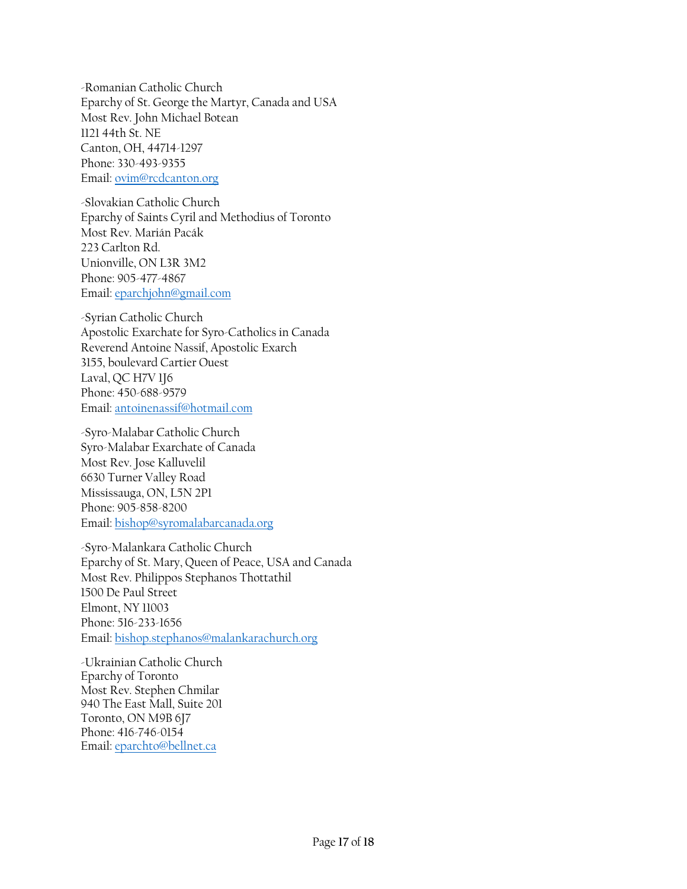-Romanian Catholic Church
Eparchy of St. George the Martyr, Canada and USA
Most Rev. John Michael Botean
1121 44th St. NE
Canton, OH, 44714-1297
Phone: 330-493-9355
Email: ovim@rcdcanton.org

-Slovakian Catholic Church
Eparchy of Saints Cyril and Methodius of Toronto
Most Rev. Marián Pacák
223 Carlton Rd.
Unionville, ON L3R 3M2
Phone: 905-477-4867
Email: eparchjohn@gmail.com

-Syrian Catholic Church
Apostolic Exarchate for Syro-Catholics in Canada
Reverend Antoine Nassif, Apostolic Exarch
3155, boulevard Cartier Ouest
Laval, QC H7V 1J6
Phone: 450-688-9579
Email: antoinenassif@hotmail.com

-Syro-Malabar Catholic Church
Syro-Malabar Exarchate of Canada
Most Rev. Jose Kalluvelil
6630 Turner Valley Road
Mississauga, ON, L5N 2P1
Phone: 905-858-8200
Email: bishop@syromalabarcanada.org

-Syro-Malankara Catholic Church
Eparchy of St. Mary, Queen of Peace, USA and Canada
Most Rev. Philippos Stephanos Thottathil
1500 De Paul Street
Elmont, NY 11003
Phone: 516-233-1656
Email: bishop.stephanos@malankarachurch.org

-Ukrainian Catholic Church
Eparchy of Toronto
Most Rev. Stephen Chmilar
940 The East Mall, Suite 201
Toronto, ON M9B 6J7
Phone: 416-746-0154
Email: eparchto@bellnet.ca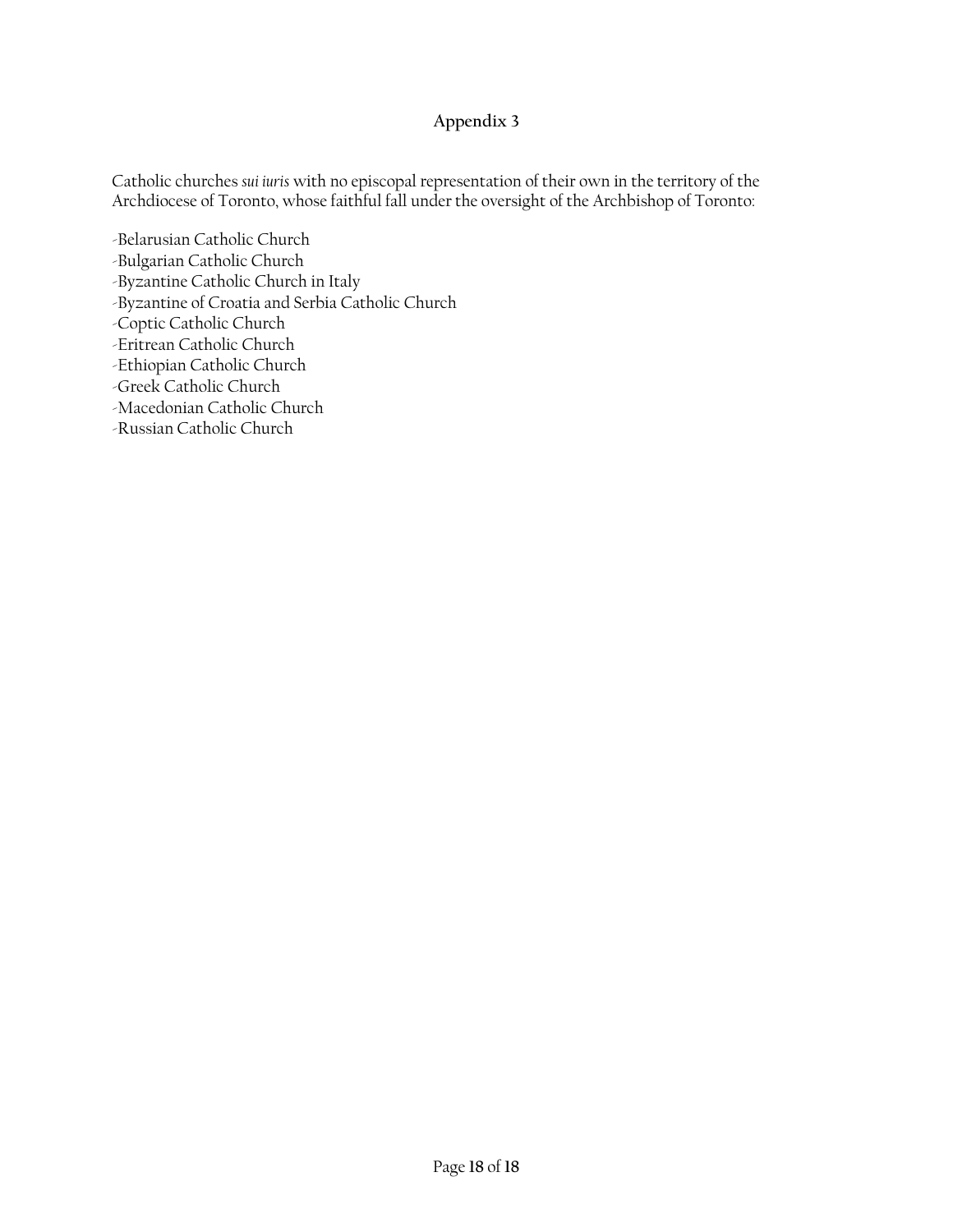## Appendix 3

Catholic churches *sui iuris* with no episcopal representation of their own in the territory of the Archdiocese of Toronto, whose faithful fall under the oversight of the Archbishop of Toronto:

-Belarusian Catholic Church
-Bulgarian Catholic Church
-Byzantine Catholic Church in Italy
-Byzantine of Croatia and Serbia Catholic Church
-Coptic Catholic Church
-Eritrean Catholic Church
-Ethiopian Catholic Church
-Greek Catholic Church
-Macedonian Catholic Church
-Russian Catholic Church